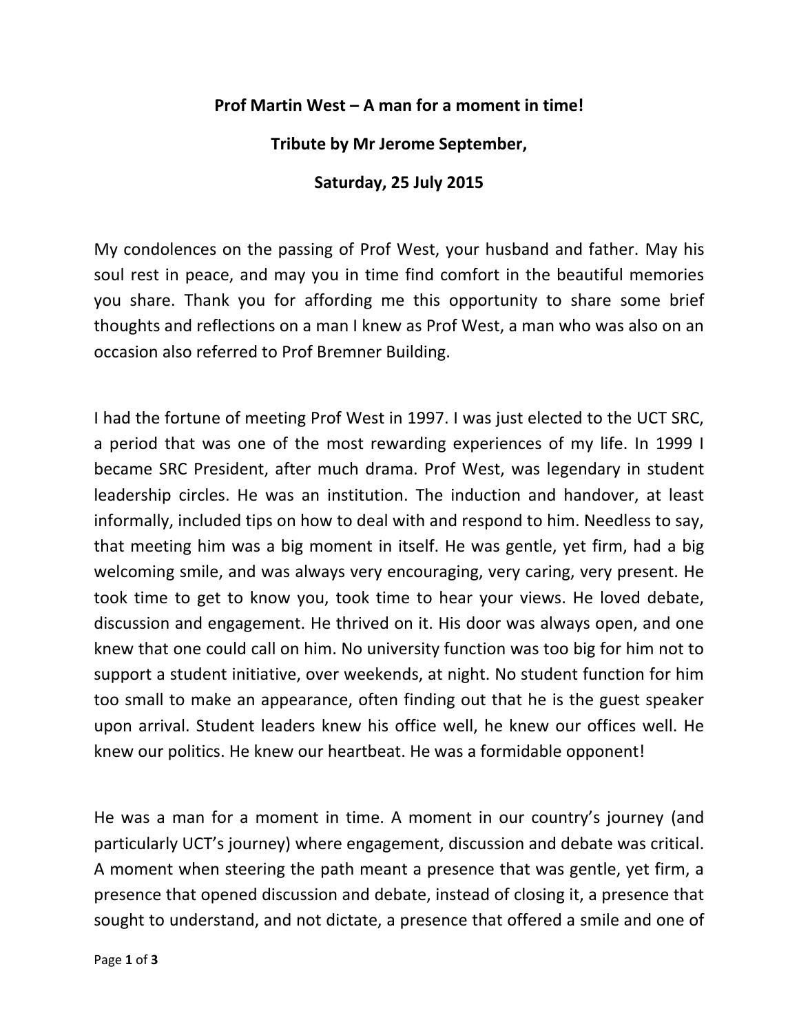**Prof Martin West – A man for a moment in time!**

**Tribute by Mr Jerome September,**

**Saturday, 25 July 2015**

My condolences on the passing of Prof West, your husband and father. May his soul rest in peace, and may you in time find comfort in the beautiful memories you share. Thank you for affording me this opportunity to share some brief thoughts and reflections on a man I knew as Prof West, a man who was also on an occasion also referred to Prof Bremner Building.

I had the fortune of meeting Prof West in 1997. I was just elected to the UCT SRC, a period that was one of the most rewarding experiences of my life. In 1999 I became SRC President, after much drama. Prof West, was legendary in student leadership circles. He was an institution. The induction and handover, at least informally, included tips on how to deal with and respond to him. Needless to say, that meeting him was a big moment in itself. He was gentle, yet firm, had a big welcoming smile, and was always very encouraging, very caring, very present. He took time to get to know you, took time to hear your views. He loved debate, discussion and engagement. He thrived on it. His door was always open, and one knew that one could call on him. No university function was too big for him not to support a student initiative, over weekends, at night. No student function for him too small to make an appearance, often finding out that he is the guest speaker upon arrival. Student leaders knew his office well, he knew our offices well. He knew our politics. He knew our heartbeat. He was a formidable opponent!

He was a man for a moment in time. A moment in our country's journey (and particularly UCT's journey) where engagement, discussion and debate was critical. A moment when steering the path meant a presence that was gentle, yet firm, a presence that opened discussion and debate, instead of closing it, a presence that sought to understand, and not dictate, a presence that offered a smile and one of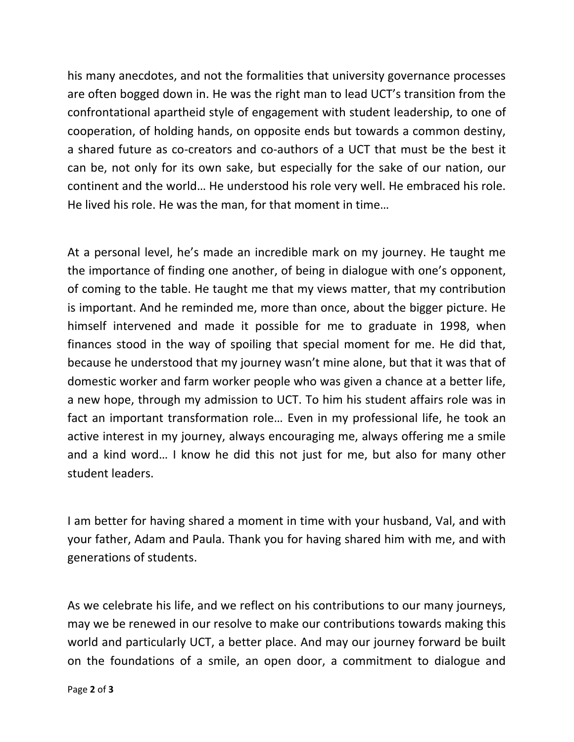his many anecdotes, and not the formalities that university governance processes are often bogged down in. He was the right man to lead UCT's transition from the confrontational apartheid style of engagement with student leadership, to one of cooperation, of holding hands, on opposite ends but towards a common destiny, a shared future as co-creators and co-authors of a UCT that must be the best it can be, not only for its own sake, but especially for the sake of our nation, our continent and the world… He understood his role very well. He embraced his role. He lived his role. He was the man, for that moment in time…

At a personal level, he's made an incredible mark on my journey. He taught me the importance of finding one another, of being in dialogue with one's opponent, of coming to the table. He taught me that my views matter, that my contribution is important. And he reminded me, more than once, about the bigger picture. He himself intervened and made it possible for me to graduate in 1998, when finances stood in the way of spoiling that special moment for me. He did that, because he understood that my journey wasn't mine alone, but that it was that of domestic worker and farm worker people who was given a chance at a better life, a new hope, through my admission to UCT. To him his student affairs role was in fact an important transformation role… Even in my professional life, he took an active interest in my journey, always encouraging me, always offering me a smile and a kind word… I know he did this not just for me, but also for many other student leaders.

I am better for having shared a moment in time with your husband, Val, and with your father, Adam and Paula. Thank you for having shared him with me, and with generations of students.

As we celebrate his life, and we reflect on his contributions to our many journeys, may we be renewed in our resolve to make our contributions towards making this world and particularly UCT, a better place. And may our journey forward be built on the foundations of a smile, an open door, a commitment to dialogue and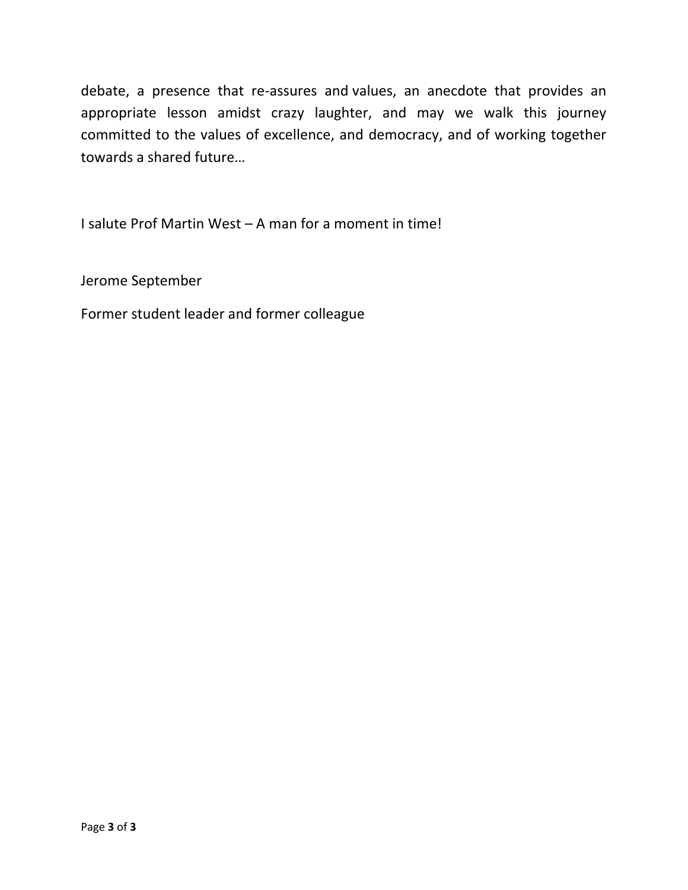debate, a presence that re-assures and values, an anecdote that provides an appropriate lesson amidst crazy laughter, and may we walk this journey committed to the values of excellence, and democracy, and of working together towards a shared future…

I salute Prof Martin West – A man for a moment in time!

Jerome September

Former student leader and former colleague